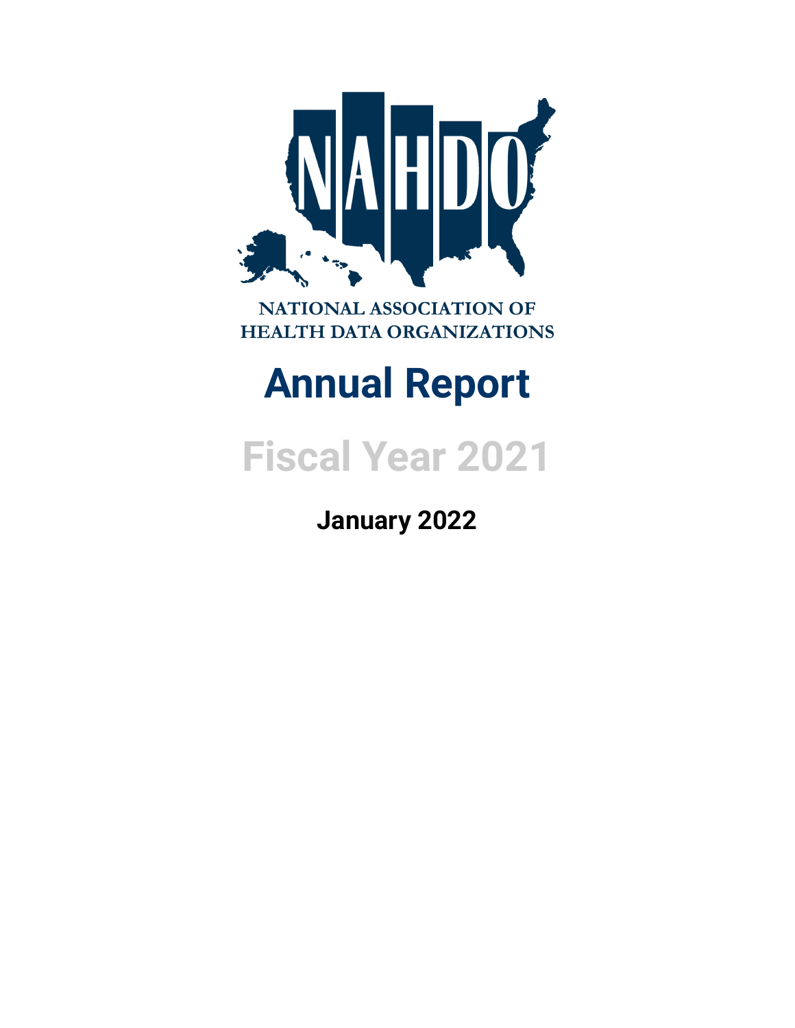NAHDO

NATIONAL ASSOCIATION OF HEALTH DATA ORGANIZATIONS

# Annual Report

## Fiscal Year 2021

**January 2022**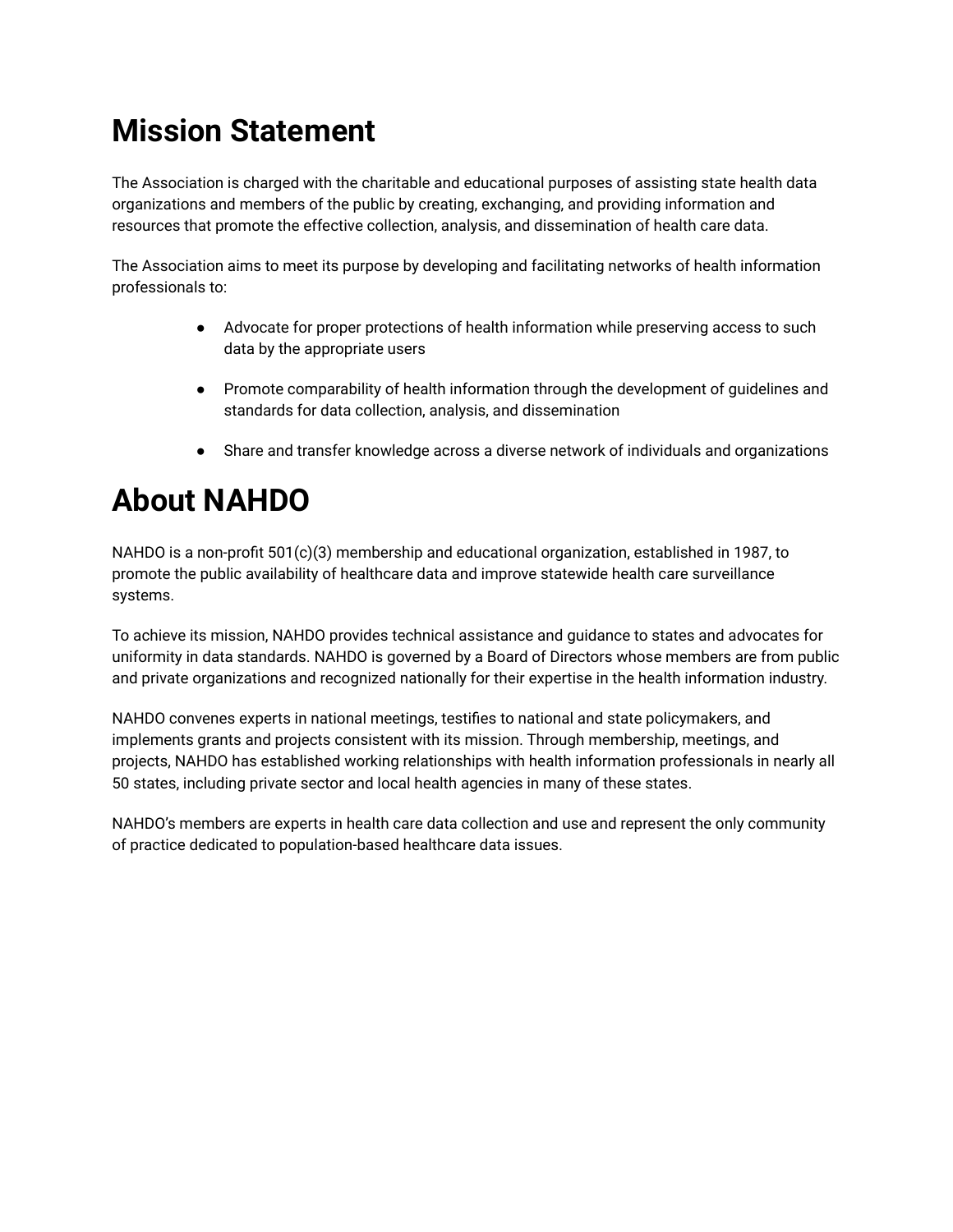# Mission Statement

The Association is charged with the charitable and educational purposes of assisting state health data organizations and members of the public by creating, exchanging, and providing information and resources that promote the effective collection, analysis, and dissemination of health care data.

The Association aims to meet its purpose by developing and facilitating networks of health information professionals to:

- Advocate for proper protections of health information while preserving access to such data by the appropriate users
- Promote comparability of health information through the development of guidelines and standards for data collection, analysis, and dissemination
- Share and transfer knowledge across a diverse network of individuals and organizations

# About NAHDO

NAHDO is a non-profit 501(c)(3) membership and educational organization, established in 1987, to promote the public availability of healthcare data and improve statewide health care surveillance systems.

To achieve its mission, NAHDO provides technical assistance and guidance to states and advocates for uniformity in data standards. NAHDO is governed by a Board of Directors whose members are from public and private organizations and recognized nationally for their expertise in the health information industry.

NAHDO convenes experts in national meetings, testifies to national and state policymakers, and implements grants and projects consistent with its mission. Through membership, meetings, and projects, NAHDO has established working relationships with health information professionals in nearly all 50 states, including private sector and local health agencies in many of these states.

NAHDO's members are experts in health care data collection and use and represent the only community of practice dedicated to population-based healthcare data issues.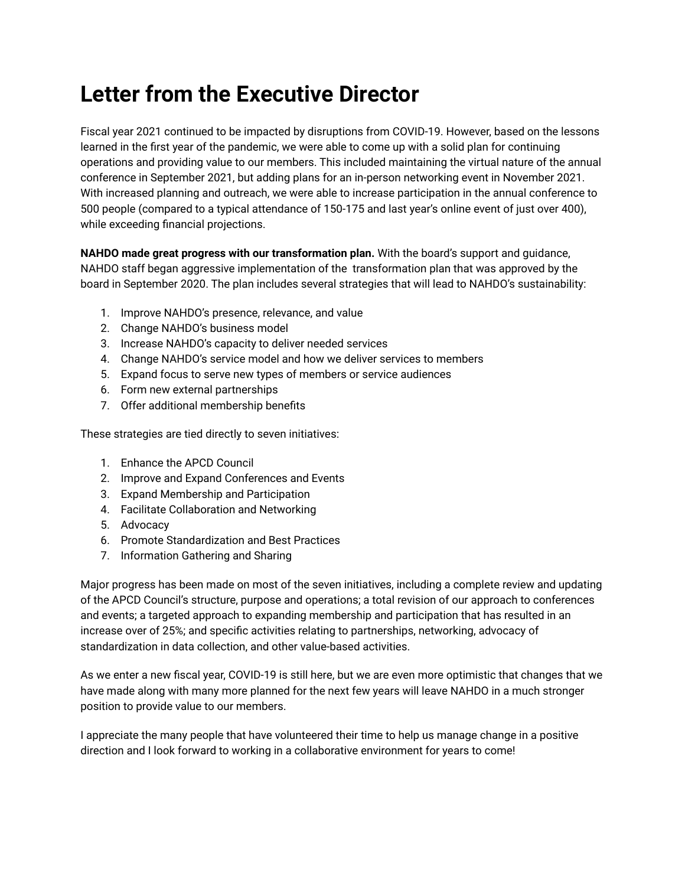# Letter from the Executive Director

Fiscal year 2021 continued to be impacted by disruptions from COVID-19. However, based on the lessons learned in the first year of the pandemic, we were able to come up with a solid plan for continuing operations and providing value to our members. This included maintaining the virtual nature of the annual conference in September 2021, but adding plans for an in-person networking event in November 2021. With increased planning and outreach, we were able to increase participation in the annual conference to 500 people (compared to a typical attendance of 150-175 and last year's online event of just over 400), while exceeding financial projections.

**NAHDO made great progress with our transformation plan.** With the board's support and guidance, NAHDO staff began aggressive implementation of the transformation plan that was approved by the board in September 2020. The plan includes several strategies that will lead to NAHDO's sustainability:

1. Improve NAHDO's presence, relevance, and value
2. Change NAHDO's business model
3. Increase NAHDO's capacity to deliver needed services
4. Change NAHDO's service model and how we deliver services to members
5. Expand focus to serve new types of members or service audiences
6. Form new external partnerships
7. Offer additional membership benefits

These strategies are tied directly to seven initiatives:

1. Enhance the APCD Council
2. Improve and Expand Conferences and Events
3. Expand Membership and Participation
4. Facilitate Collaboration and Networking
5. Advocacy
6. Promote Standardization and Best Practices
7. Information Gathering and Sharing

Major progress has been made on most of the seven initiatives, including a complete review and updating of the APCD Council's structure, purpose and operations; a total revision of our approach to conferences and events; a targeted approach to expanding membership and participation that has resulted in an increase over of 25%; and specific activities relating to partnerships, networking, advocacy of standardization in data collection, and other value-based activities.

As we enter a new fiscal year, COVID-19 is still here, but we are even more optimistic that changes that we have made along with many more planned for the next few years will leave NAHDO in a much stronger position to provide value to our members.

I appreciate the many people that have volunteered their time to help us manage change in a positive direction and I look forward to working in a collaborative environment for years to come!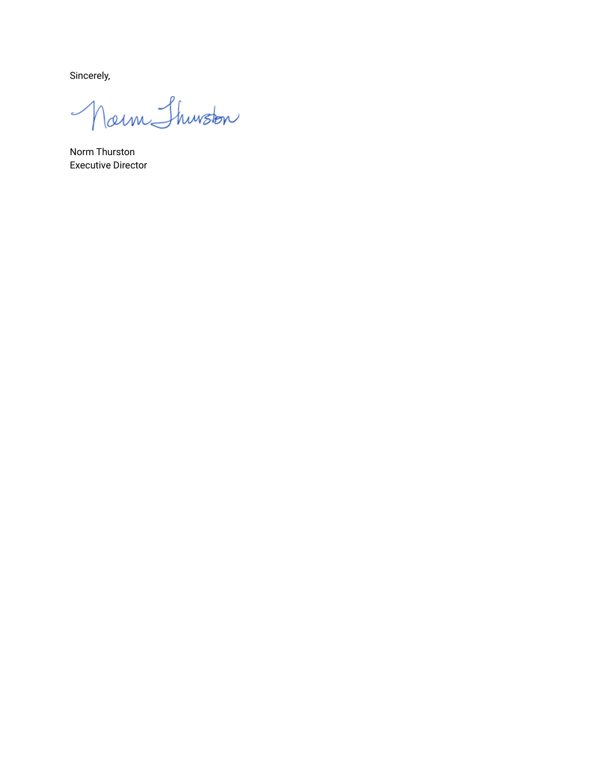Sincerely,

Norm Thurston
Executive Director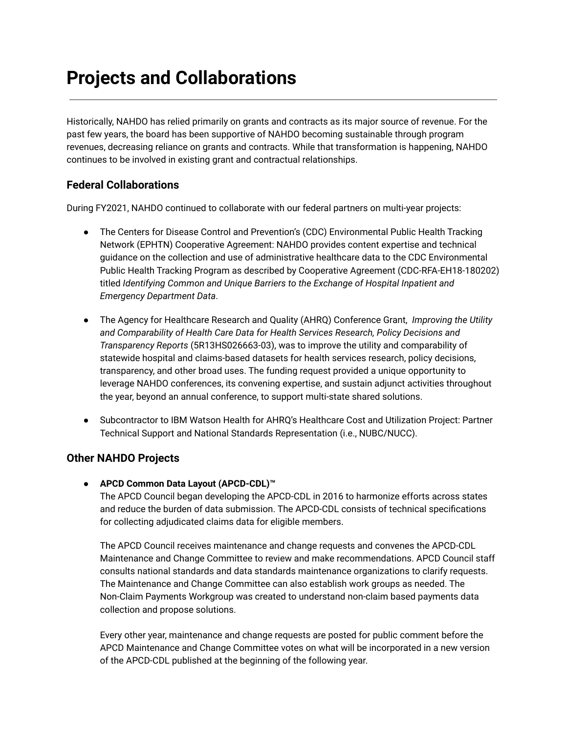# Projects and Collaborations

Historically, NAHDO has relied primarily on grants and contracts as its major source of revenue. For the past few years, the board has been supportive of NAHDO becoming sustainable through program revenues, decreasing reliance on grants and contracts. While that transformation is happening, NAHDO continues to be involved in existing grant and contractual relationships.

## Federal Collaborations

During FY2021, NAHDO continued to collaborate with our federal partners on multi-year projects:

- The Centers for Disease Control and Prevention's (CDC) Environmental Public Health Tracking Network (EPHTN) Cooperative Agreement: NAHDO provides content expertise and technical guidance on the collection and use of administrative healthcare data to the CDC Environmental Public Health Tracking Program as described by Cooperative Agreement (CDC-RFA-EH18-180202) titled *Identifying Common and Unique Barriers to the Exchange of Hospital Inpatient and Emergency Department Data*.

- The Agency for Healthcare Research and Quality (AHRQ) Conference Grant, *Improving the Utility and Comparability of Health Care Data for Health Services Research, Policy Decisions and Transparency Reports* (5R13HS026663-03), was to improve the utility and comparability of statewide hospital and claims-based datasets for health services research, policy decisions, transparency, and other broad uses. The funding request provided a unique opportunity to leverage NAHDO conferences, its convening expertise, and sustain adjunct activities throughout the year, beyond an annual conference, to support multi-state shared solutions.

- Subcontractor to IBM Watson Health for AHRQ's Healthcare Cost and Utilization Project: Partner Technical Support and National Standards Representation (i.e., NUBC/NUCC).

## Other NAHDO Projects

- **APCD Common Data Layout (APCD-CDL)™**

  The APCD Council began developing the APCD-CDL in 2016 to harmonize efforts across states and reduce the burden of data submission. The APCD-CDL consists of technical specifications for collecting adjudicated claims data for eligible members.

  The APCD Council receives maintenance and change requests and convenes the APCD-CDL Maintenance and Change Committee to review and make recommendations. APCD Council staff consults national standards and data standards maintenance organizations to clarify requests. The Maintenance and Change Committee can also establish work groups as needed. The Non-Claim Payments Workgroup was created to understand non-claim based payments data collection and propose solutions.

  Every other year, maintenance and change requests are posted for public comment before the APCD Maintenance and Change Committee votes on what will be incorporated in a new version of the APCD-CDL published at the beginning of the following year.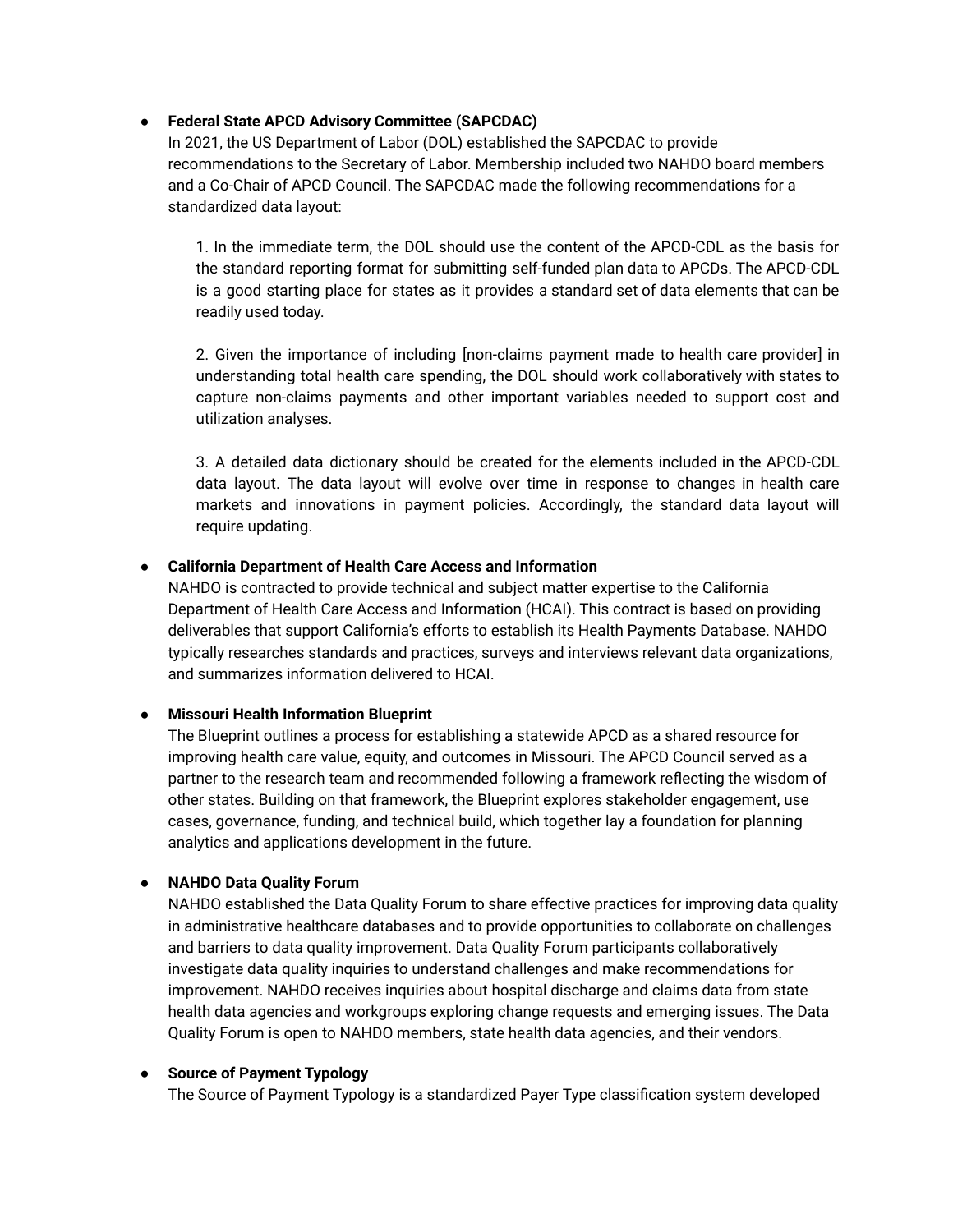- **Federal State APCD Advisory Committee (SAPCDAC)**
  In 2021, the US Department of Labor (DOL) established the SAPCDAC to provide recommendations to the Secretary of Labor. Membership included two NAHDO board members and a Co-Chair of APCD Council. The SAPCDAC made the following recommendations for a standardized data layout:

  1. In the immediate term, the DOL should use the content of the APCD-CDL as the basis for the standard reporting format for submitting self-funded plan data to APCDs. The APCD-CDL is a good starting place for states as it provides a standard set of data elements that can be readily used today.

  2. Given the importance of including [non-claims payment made to health care provider] in understanding total health care spending, the DOL should work collaboratively with states to capture non-claims payments and other important variables needed to support cost and utilization analyses.

  3. A detailed data dictionary should be created for the elements included in the APCD-CDL data layout. The data layout will evolve over time in response to changes in health care markets and innovations in payment policies. Accordingly, the standard data layout will require updating.

- **California Department of Health Care Access and Information**
  NAHDO is contracted to provide technical and subject matter expertise to the California Department of Health Care Access and Information (HCAI). This contract is based on providing deliverables that support California's efforts to establish its Health Payments Database. NAHDO typically researches standards and practices, surveys and interviews relevant data organizations, and summarizes information delivered to HCAI.

- **Missouri Health Information Blueprint**
  The Blueprint outlines a process for establishing a statewide APCD as a shared resource for improving health care value, equity, and outcomes in Missouri. The APCD Council served as a partner to the research team and recommended following a framework reflecting the wisdom of other states. Building on that framework, the Blueprint explores stakeholder engagement, use cases, governance, funding, and technical build, which together lay a foundation for planning analytics and applications development in the future.

- **NAHDO Data Quality Forum**
  NAHDO established the Data Quality Forum to share effective practices for improving data quality in administrative healthcare databases and to provide opportunities to collaborate on challenges and barriers to data quality improvement. Data Quality Forum participants collaboratively investigate data quality inquiries to understand challenges and make recommendations for improvement. NAHDO receives inquiries about hospital discharge and claims data from state health data agencies and workgroups exploring change requests and emerging issues. The Data Quality Forum is open to NAHDO members, state health data agencies, and their vendors.

- **Source of Payment Typology**
  The Source of Payment Typology is a standardized Payer Type classification system developed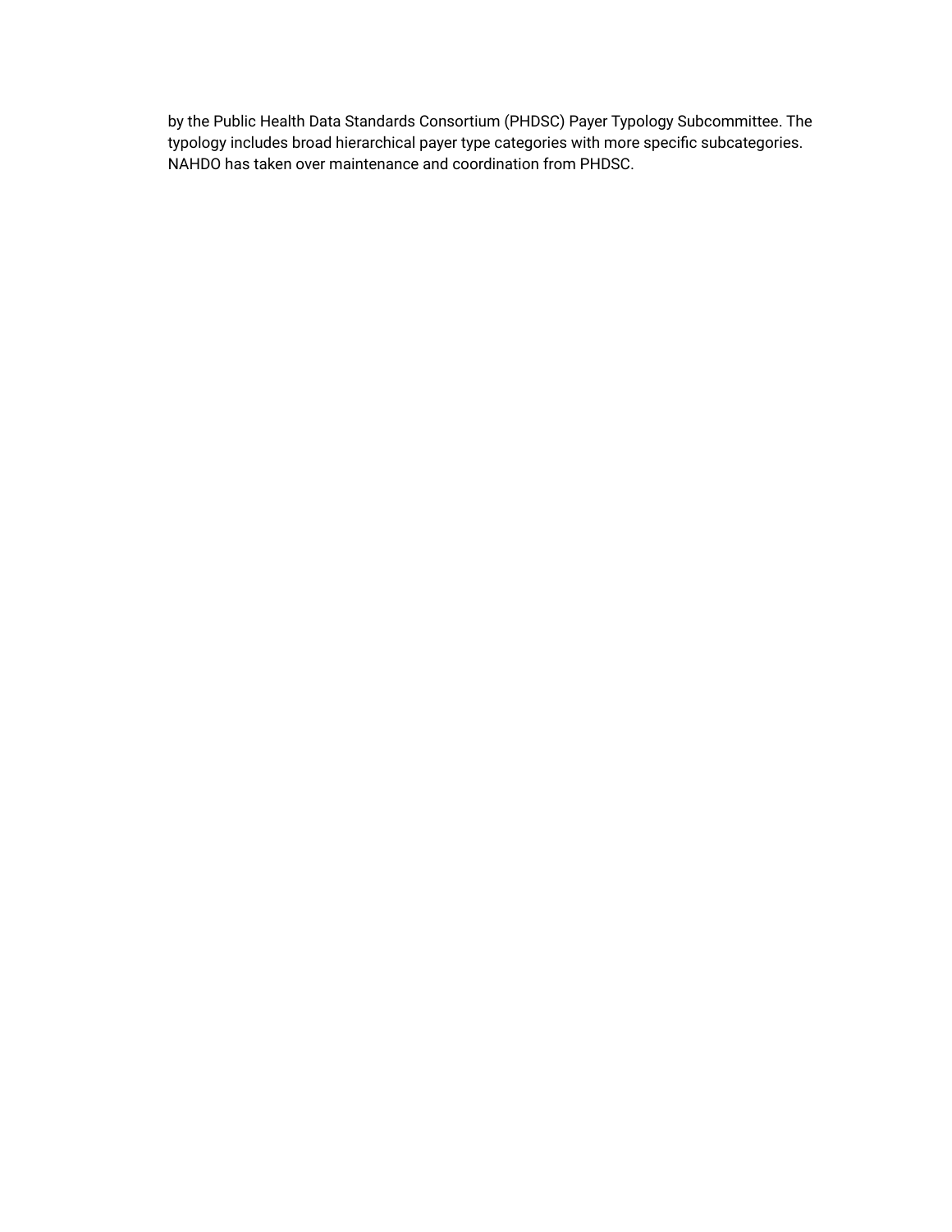by the Public Health Data Standards Consortium (PHDSC) Payer Typology Subcommittee. The typology includes broad hierarchical payer type categories with more specific subcategories. NAHDO has taken over maintenance and coordination from PHDSC.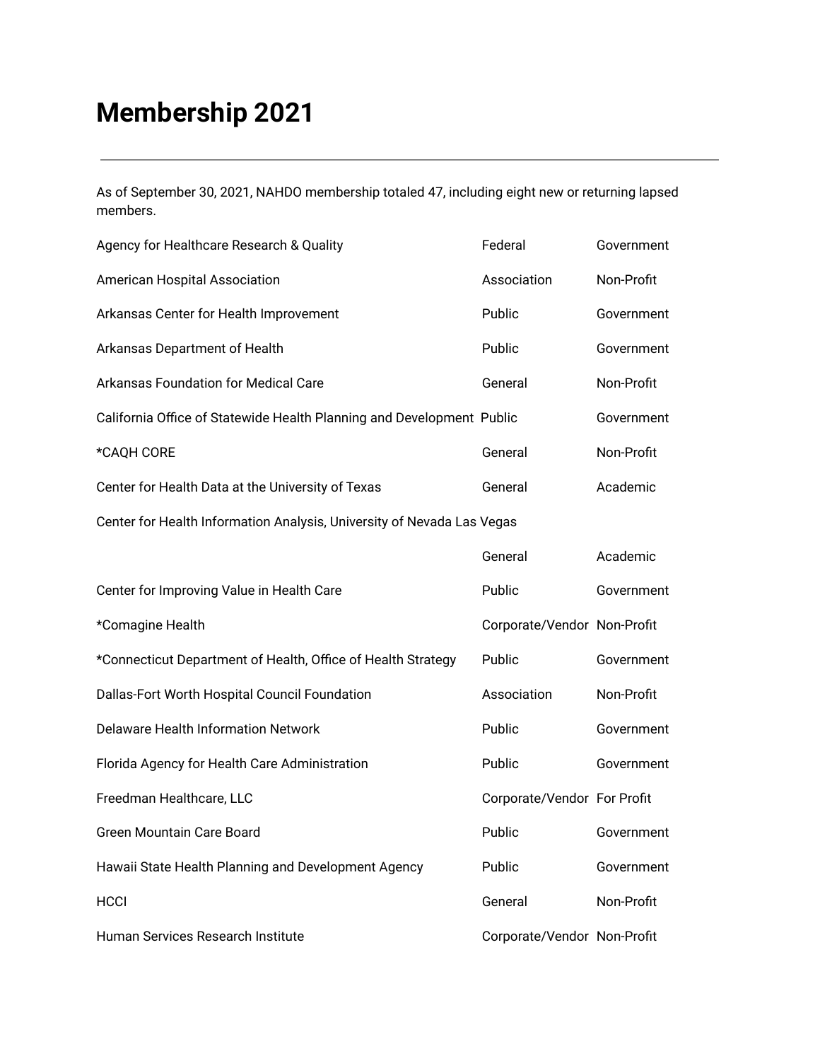# Membership 2021

---

As of September 30, 2021, NAHDO membership totaled 47, including eight new or returning lapsed members.

| | | |
|---|---|---|
| Agency for Healthcare Research & Quality | Federal | Government |
| American Hospital Association | Association | Non-Profit |
| Arkansas Center for Health Improvement | Public | Government |
| Arkansas Department of Health | Public | Government |
| Arkansas Foundation for Medical Care | General | Non-Profit |
| California Office of Statewide Health Planning and Development | Public | Government |
| *CAQH CORE | General | Non-Profit |
| Center for Health Data at the University of Texas | General | Academic |
| Center for Health Information Analysis, University of Nevada Las Vegas | General | Academic |
| Center for Improving Value in Health Care | Public | Government |
| *Comagine Health | Corporate/Vendor | Non-Profit |
| *Connecticut Department of Health, Office of Health Strategy | Public | Government |
| Dallas-Fort Worth Hospital Council Foundation | Association | Non-Profit |
| Delaware Health Information Network | Public | Government |
| Florida Agency for Health Care Administration | Public | Government |
| Freedman Healthcare, LLC | Corporate/Vendor | For Profit |
| Green Mountain Care Board | Public | Government |
| Hawaii State Health Planning and Development Agency | Public | Government |
| HCCI | General | Non-Profit |
| Human Services Research Institute | Corporate/Vendor | Non-Profit |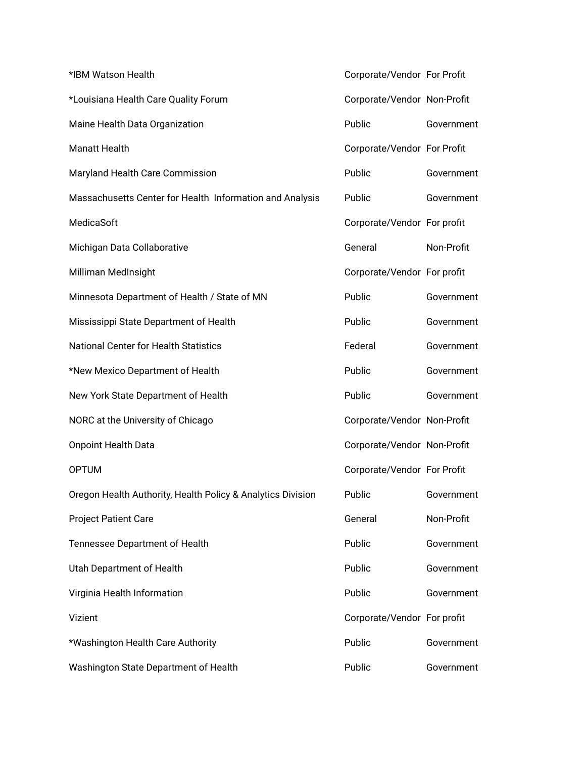| | | |
|---|---|---|
| *IBM Watson Health | Corporate/Vendor | For Profit |
| *Louisiana Health Care Quality Forum | Corporate/Vendor | Non-Profit |
| Maine Health Data Organization | Public | Government |
| Manatt Health | Corporate/Vendor | For Profit |
| Maryland Health Care Commission | Public | Government |
| Massachusetts Center for Health  Information and Analysis | Public | Government |
| MedicaSoft | Corporate/Vendor | For profit |
| Michigan Data Collaborative | General | Non-Profit |
| Milliman MedInsight | Corporate/Vendor | For profit |
| Minnesota Department of Health / State of MN | Public | Government |
| Mississippi State Department of Health | Public | Government |
| National Center for Health Statistics | Federal | Government |
| *New Mexico Department of Health | Public | Government |
| New York State Department of Health | Public | Government |
| NORC at the University of Chicago | Corporate/Vendor | Non-Profit |
| Onpoint Health Data | Corporate/Vendor | Non-Profit |
| OPTUM | Corporate/Vendor | For Profit |
| Oregon Health Authority, Health Policy & Analytics Division | Public | Government |
| Project Patient Care | General | Non-Profit |
| Tennessee Department of Health | Public | Government |
| Utah Department of Health | Public | Government |
| Virginia Health Information | Public | Government |
| Vizient | Corporate/Vendor | For profit |
| *Washington Health Care Authority | Public | Government |
| Washington State Department of Health | Public | Government |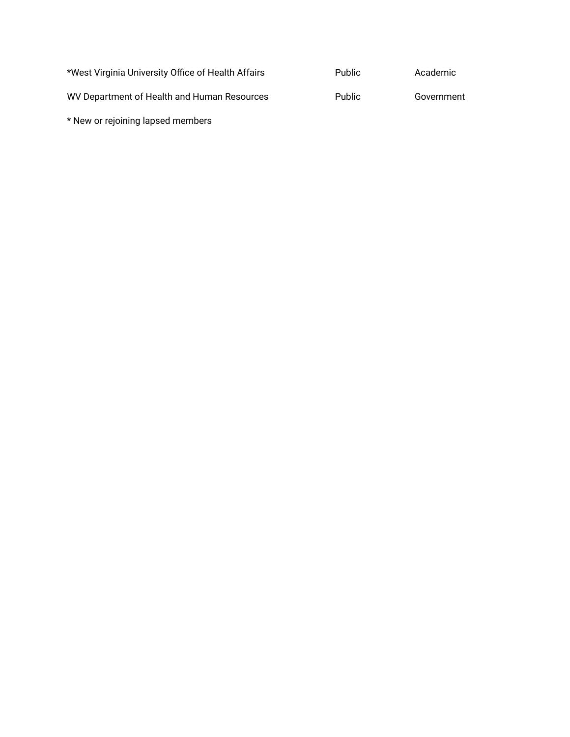| | | |
|---|---|---|
| *West Virginia University Office of Health Affairs | Public | Academic |
| WV Department of Health and Human Resources | Public | Government |

* New or rejoining lapsed members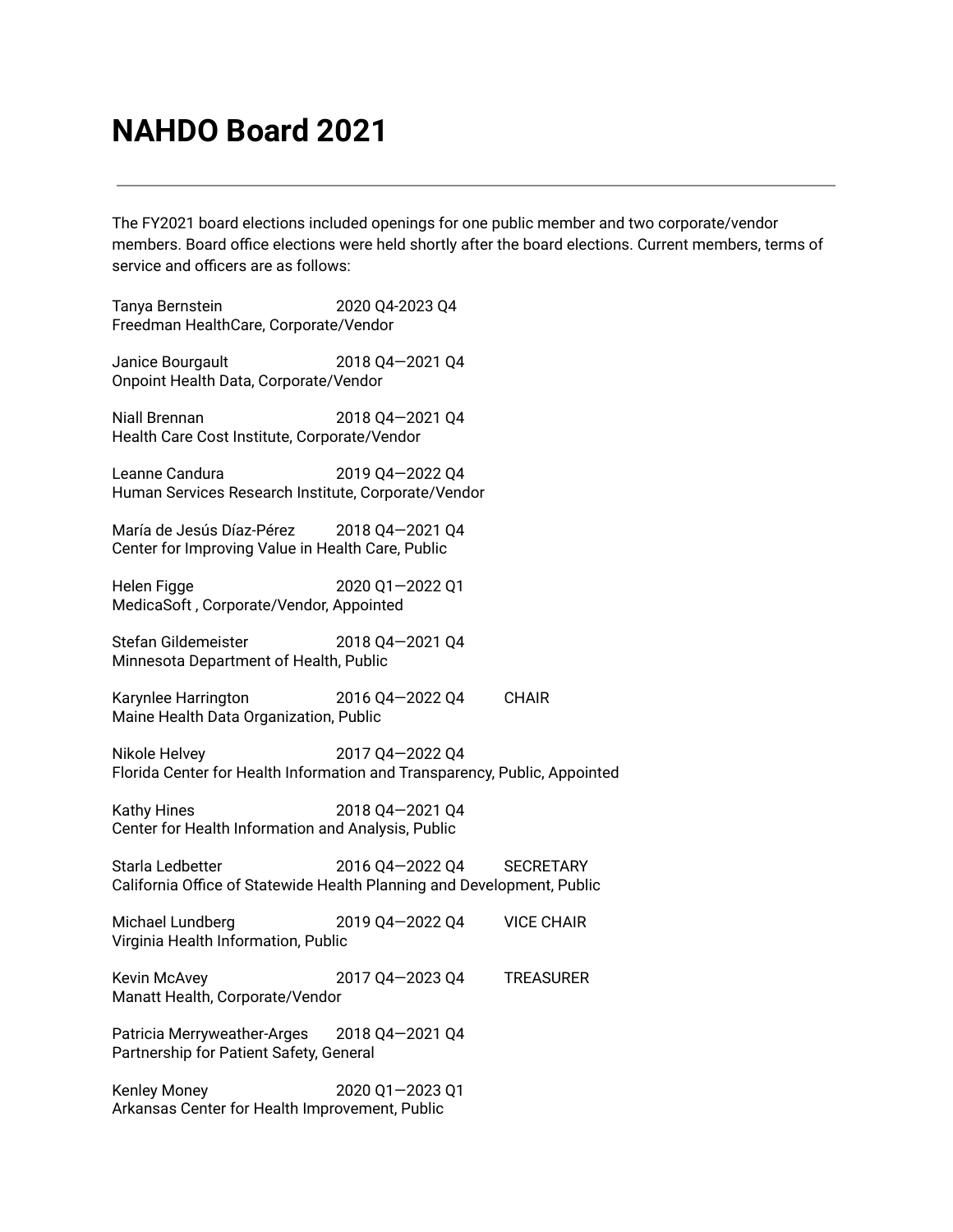# NAHDO Board 2021

---

The FY2021 board elections included openings for one public member and two corporate/vendor members. Board office elections were held shortly after the board elections. Current members, terms of service and officers are as follows:

Tanya Bernstein 2020 Q4-2023 Q4
Freedman HealthCare, Corporate/Vendor

Janice Bourgault 2018 Q4—2021 Q4
Onpoint Health Data, Corporate/Vendor

Niall Brennan 2018 Q4—2021 Q4
Health Care Cost Institute, Corporate/Vendor

Leanne Candura 2019 Q4—2022 Q4
Human Services Research Institute, Corporate/Vendor

María de Jesús Díaz-Pérez 2018 Q4—2021 Q4
Center for Improving Value in Health Care, Public

Helen Figge 2020 Q1—2022 Q1
MedicaSoft , Corporate/Vendor, Appointed

Stefan Gildemeister 2018 Q4—2021 Q4
Minnesota Department of Health, Public

Karynlee Harrington 2016 Q4—2022 Q4 CHAIR
Maine Health Data Organization, Public

Nikole Helvey 2017 Q4—2022 Q4
Florida Center for Health Information and Transparency, Public, Appointed

Kathy Hines 2018 Q4—2021 Q4
Center for Health Information and Analysis, Public

Starla Ledbetter 2016 Q4—2022 Q4 SECRETARY
California Office of Statewide Health Planning and Development, Public

Michael Lundberg 2019 Q4—2022 Q4 VICE CHAIR
Virginia Health Information, Public

Kevin McAvey 2017 Q4—2023 Q4 TREASURER
Manatt Health, Corporate/Vendor

Patricia Merryweather-Arges 2018 Q4—2021 Q4
Partnership for Patient Safety, General

Kenley Money 2020 Q1—2023 Q1
Arkansas Center for Health Improvement, Public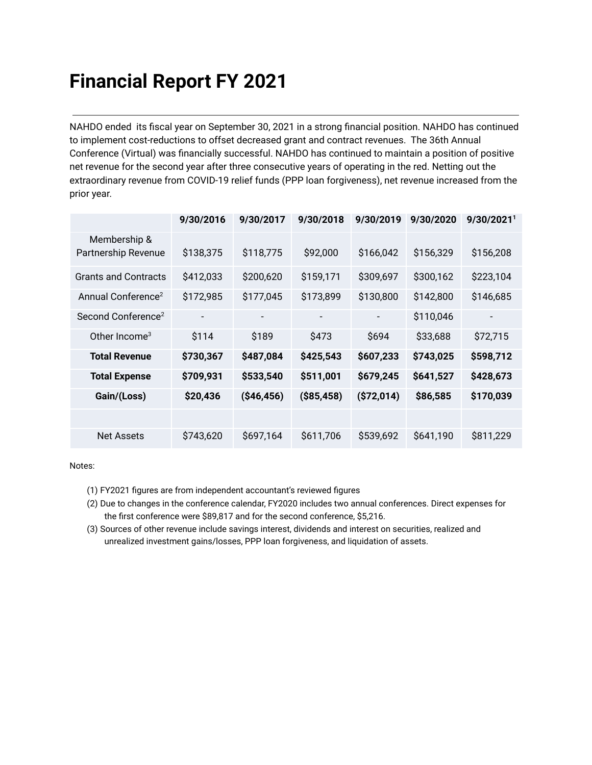# Financial Report FY 2021

NAHDO ended its fiscal year on September 30, 2021 in a strong financial position. NAHDO has continued to implement cost-reductions to offset decreased grant and contract revenues. The 36th Annual Conference (Virtual) was financially successful. NAHDO has continued to maintain a position of positive net revenue for the second year after three consecutive years of operating in the red. Netting out the extraordinary revenue from COVID-19 relief funds (PPP loan forgiveness), net revenue increased from the prior year.

| | 9/30/2016 | 9/30/2017 | 9/30/2018 | 9/30/2019 | 9/30/2020 | 9/30/2021[1] |
|---|---|---|---|---|---|---|
| Membership & Partnership Revenue | $138,375 | $118,775 | $92,000 | $166,042 | $156,329 | $156,208 |
| Grants and Contracts | $412,033 | $200,620 | $159,171 | $309,697 | $300,162 | $223,104 |
| Annual Conference[2] | $172,985 | $177,045 | $173,899 | $130,800 | $142,800 | $146,685 |
| Second Conference[2] | - | - | - | - | $110,046 | - |
| Other Income[3] | $114 | $189 | $473 | $694 | $33,688 | $72,715 |
| **Total Revenue** | **$730,367** | **$487,084** | **$425,543** | **$607,233** | **$743,025** | **$598,712** |
| **Total Expense** | **$709,931** | **$533,540** | **$511,001** | **$679,245** | **$641,527** | **$428,673** |
| **Gain/(Loss)** | **$20,436** | **($46,456)** | **($85,458)** | **($72,014)** | **$86,585** | **$170,039** |
| | | | | | | |
| Net Assets | $743,620 | $697,164 | $611,706 | $539,692 | $641,190 | $811,229 |

Notes:

(1) FY2021 figures are from independent accountant's reviewed figures

(2) Due to changes in the conference calendar, FY2020 includes two annual conferences. Direct expenses for the first conference were $89,817 and for the second conference, $5,216.

(3) Sources of other revenue include savings interest, dividends and interest on securities, realized and unrealized investment gains/losses, PPP loan forgiveness, and liquidation of assets.